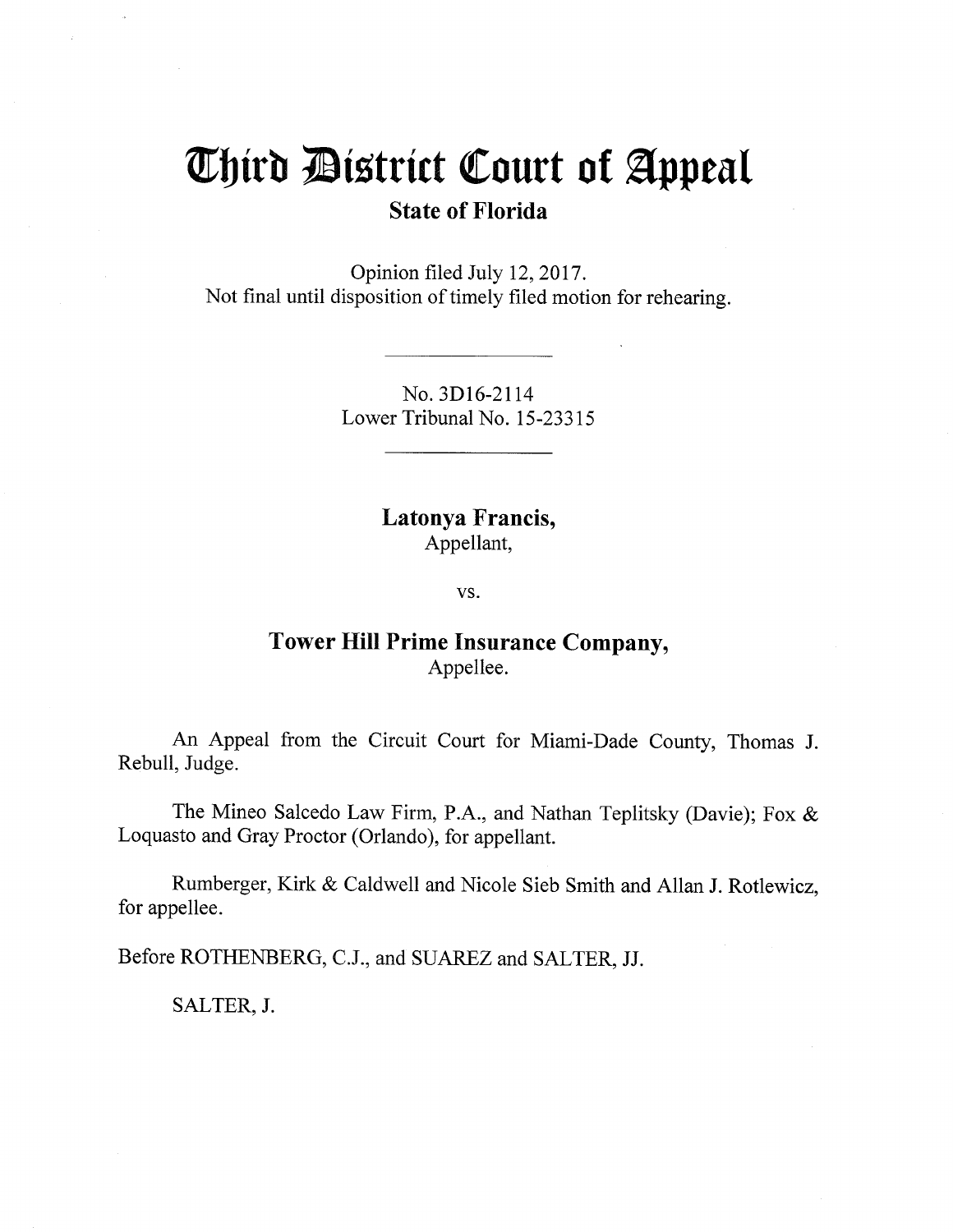# Third District Court of Appeal

## State of Florida

Opinion filed July 12, 2017.
Not final until disposition of timely filed motion for rehearing.

---

No. 3D16-2114
Lower Tribunal No. 15-23315

---

**Latonya Francis,**
Appellant,

vs.

**Tower Hill Prime Insurance Company,**
Appellee.

An Appeal from the Circuit Court for Miami-Dade County, Thomas J. Rebull, Judge.

The Mineo Salcedo Law Firm, P.A., and Nathan Teplitsky (Davie); Fox & Loquasto and Gray Proctor (Orlando), for appellant.

Rumberger, Kirk & Caldwell and Nicole Sieb Smith and Allan J. Rotlewicz, for appellee.

Before ROTHENBERG, C.J., and SUAREZ and SALTER, JJ.

SALTER, J.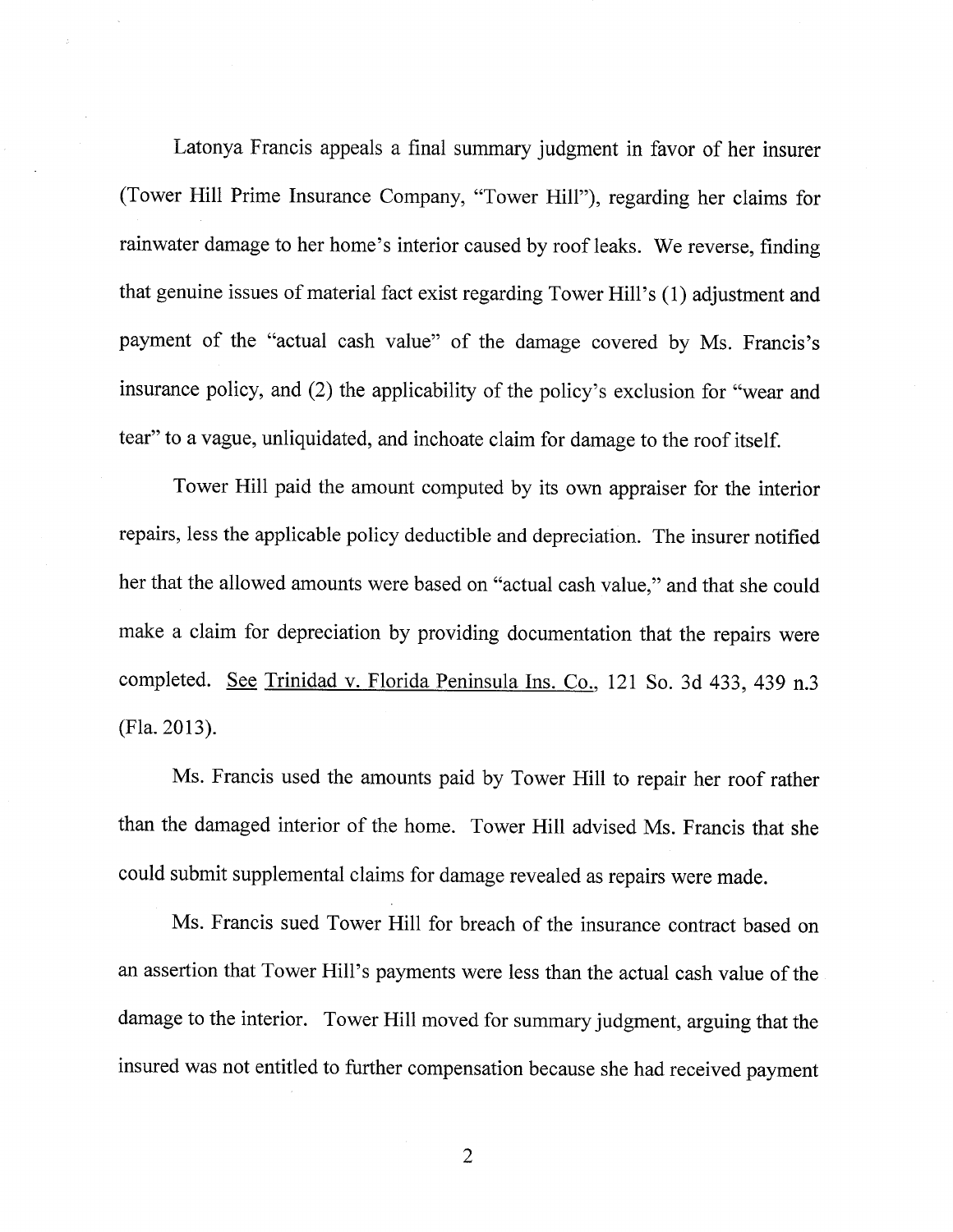Latonya Francis appeals a final summary judgment in favor of her insurer (Tower Hill Prime Insurance Company, "Tower Hill"), regarding her claims for rainwater damage to her home's interior caused by roof leaks. We reverse, finding that genuine issues of material fact exist regarding Tower Hill's (1) adjustment and payment of the "actual cash value" of the damage covered by Ms. Francis's insurance policy, and (2) the applicability of the policy's exclusion for "wear and tear" to a vague, unliquidated, and inchoate claim for damage to the roof itself.

Tower Hill paid the amount computed by its own appraiser for the interior repairs, less the applicable policy deductible and depreciation. The insurer notified her that the allowed amounts were based on "actual cash value," and that she could make a claim for depreciation by providing documentation that the repairs were completed. See Trinidad v. Florida Peninsula Ins. Co., 121 So. 3d 433, 439 n.3 (Fla. 2013).

Ms. Francis used the amounts paid by Tower Hill to repair her roof rather than the damaged interior of the home. Tower Hill advised Ms. Francis that she could submit supplemental claims for damage revealed as repairs were made.

Ms. Francis sued Tower Hill for breach of the insurance contract based on an assertion that Tower Hill's payments were less than the actual cash value of the damage to the interior. Tower Hill moved for summary judgment, arguing that the insured was not entitled to further compensation because she had received payment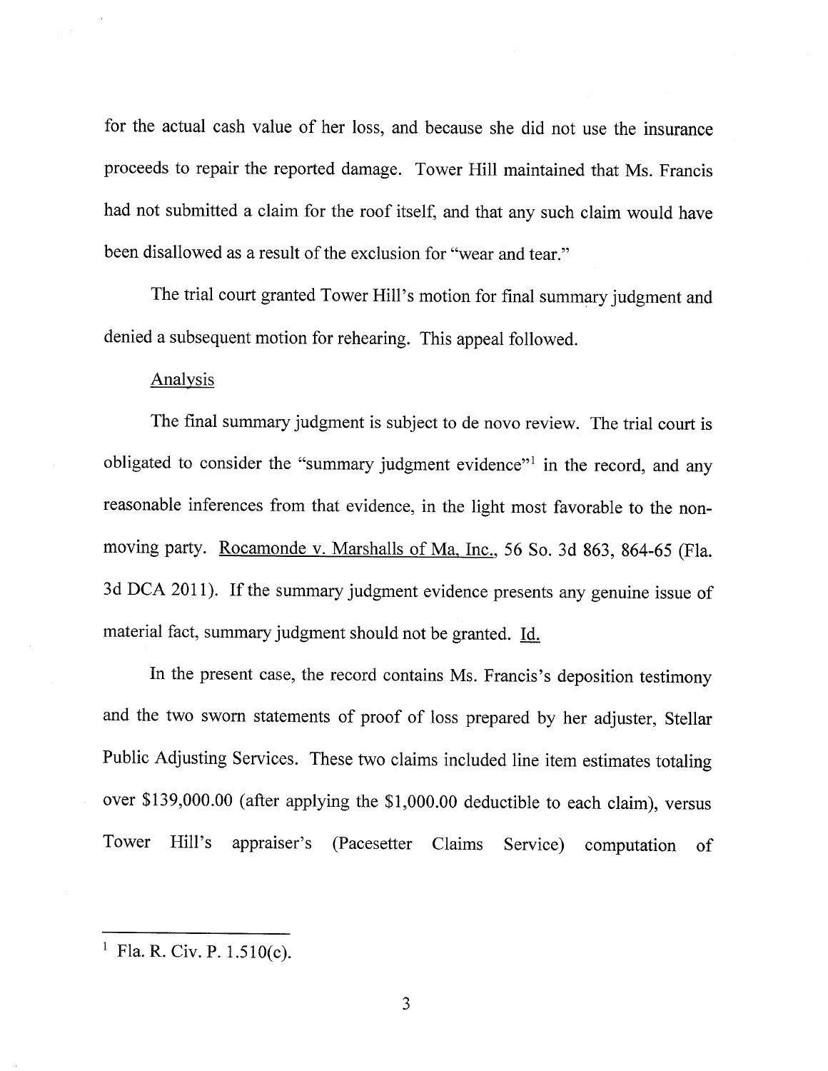for the actual cash value of her loss, and because she did not use the insurance proceeds to repair the reported damage. Tower Hill maintained that Ms. Francis had not submitted a claim for the roof itself, and that any such claim would have been disallowed as a result of the exclusion for "wear and tear."

The trial court granted Tower Hill's motion for final summary judgment and denied a subsequent motion for rehearing. This appeal followed.

Analysis

The final summary judgment is subject to de novo review. The trial court is obligated to consider the "summary judgment evidence"[1] in the record, and any reasonable inferences from that evidence, in the light most favorable to the non-moving party. Rocamonde v. Marshalls of Ma, Inc., 56 So. 3d 863, 864-65 (Fla. 3d DCA 2011). If the summary judgment evidence presents any genuine issue of material fact, summary judgment should not be granted. Id.

In the present case, the record contains Ms. Francis's deposition testimony and the two sworn statements of proof of loss prepared by her adjuster, Stellar Public Adjusting Services. These two claims included line item estimates totaling over $139,000.00 (after applying the $1,000.00 deductible to each claim), versus Tower Hill's appraiser's (Pacesetter Claims Service) computation of

---

[1] Fla. R. Civ. P. 1.510(c).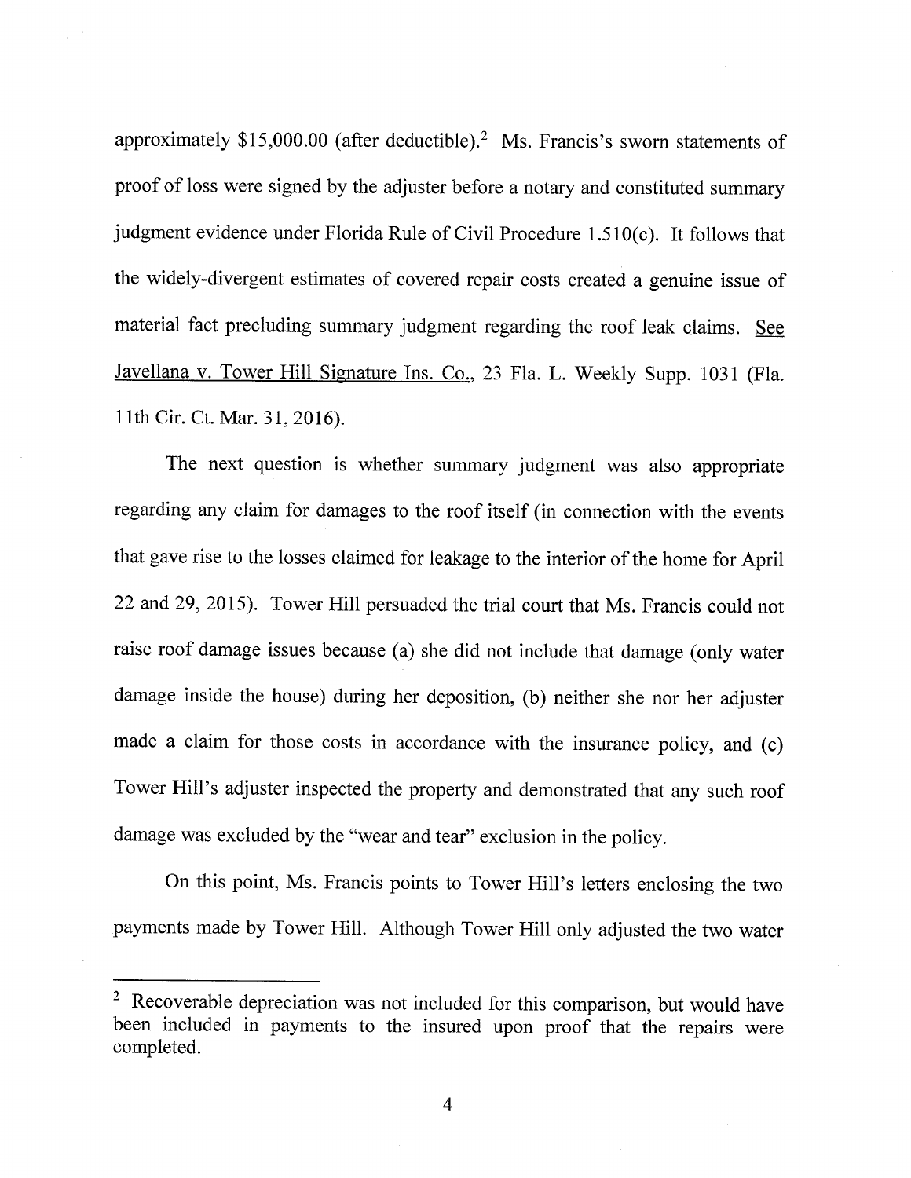approximately $15,000.00 (after deductible).[2] Ms. Francis's sworn statements of proof of loss were signed by the adjuster before a notary and constituted summary judgment evidence under Florida Rule of Civil Procedure 1.510(c). It follows that the widely-divergent estimates of covered repair costs created a genuine issue of material fact precluding summary judgment regarding the roof leak claims. See Javellana v. Tower Hill Signature Ins. Co., 23 Fla. L. Weekly Supp. 1031 (Fla. 11th Cir. Ct. Mar. 31, 2016).

The next question is whether summary judgment was also appropriate regarding any claim for damages to the roof itself (in connection with the events that gave rise to the losses claimed for leakage to the interior of the home for April 22 and 29, 2015). Tower Hill persuaded the trial court that Ms. Francis could not raise roof damage issues because (a) she did not include that damage (only water damage inside the house) during her deposition, (b) neither she nor her adjuster made a claim for those costs in accordance with the insurance policy, and (c) Tower Hill's adjuster inspected the property and demonstrated that any such roof damage was excluded by the "wear and tear" exclusion in the policy.

On this point, Ms. Francis points to Tower Hill's letters enclosing the two payments made by Tower Hill. Although Tower Hill only adjusted the two water

---

[2] Recoverable depreciation was not included for this comparison, but would have been included in payments to the insured upon proof that the repairs were completed.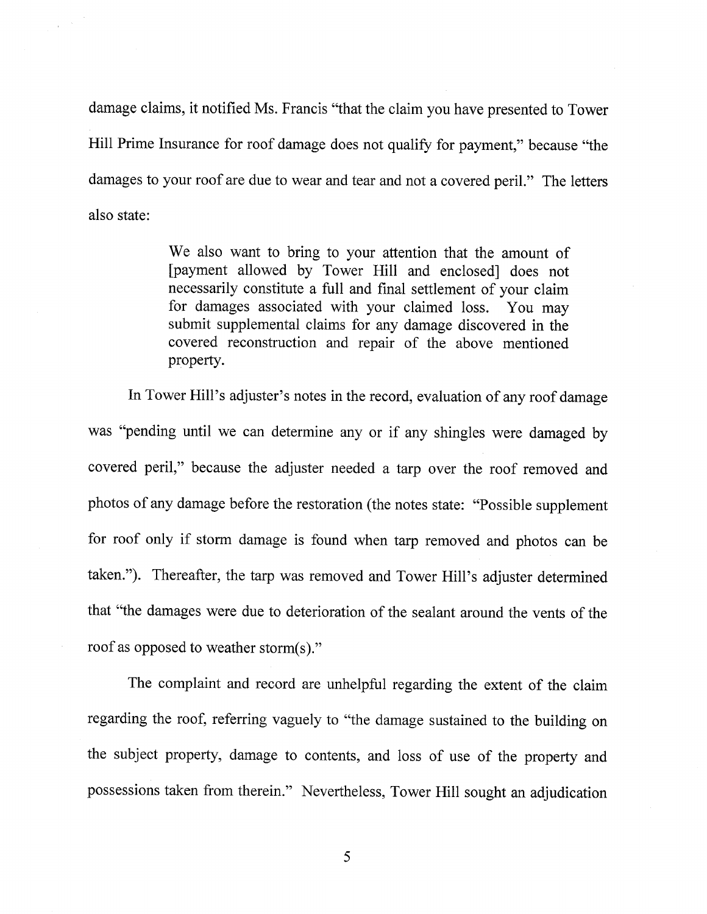damage claims, it notified Ms. Francis "that the claim you have presented to Tower Hill Prime Insurance for roof damage does not qualify for payment," because "the damages to your roof are due to wear and tear and not a covered peril." The letters also state:

> We also want to bring to your attention that the amount of [payment allowed by Tower Hill and enclosed] does not necessarily constitute a full and final settlement of your claim for damages associated with your claimed loss. You may submit supplemental claims for any damage discovered in the covered reconstruction and repair of the above mentioned property.

In Tower Hill's adjuster's notes in the record, evaluation of any roof damage was "pending until we can determine any or if any shingles were damaged by covered peril," because the adjuster needed a tarp over the roof removed and photos of any damage before the restoration (the notes state: "Possible supplement for roof only if storm damage is found when tarp removed and photos can be taken."). Thereafter, the tarp was removed and Tower Hill's adjuster determined that "the damages were due to deterioration of the sealant around the vents of the roof as opposed to weather storm(s)."

The complaint and record are unhelpful regarding the extent of the claim regarding the roof, referring vaguely to "the damage sustained to the building on the subject property, damage to contents, and loss of use of the property and possessions taken from therein." Nevertheless, Tower Hill sought an adjudication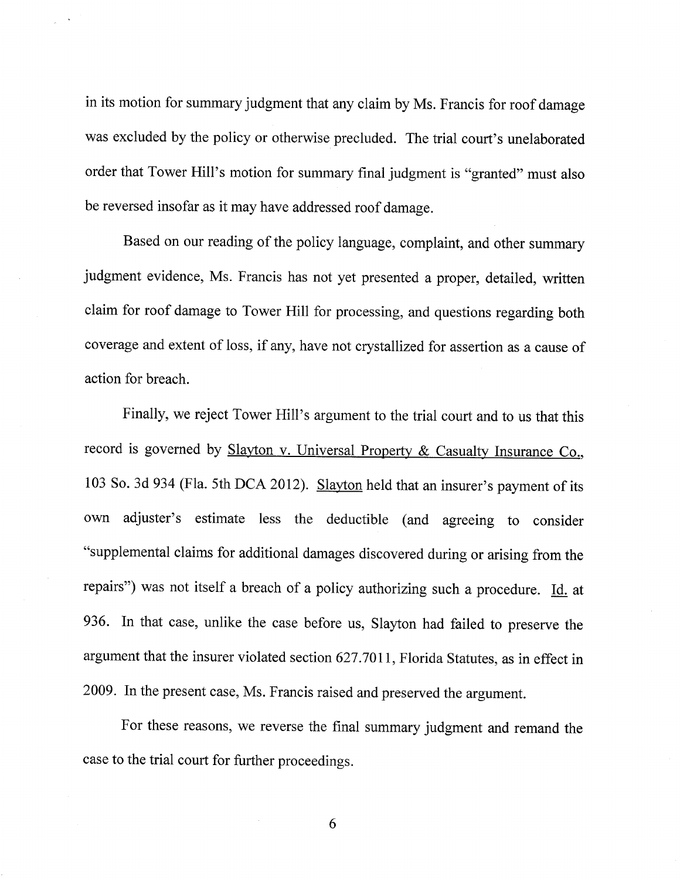in its motion for summary judgment that any claim by Ms. Francis for roof damage was excluded by the policy or otherwise precluded. The trial court's unelaborated order that Tower Hill's motion for summary final judgment is "granted" must also be reversed insofar as it may have addressed roof damage.

Based on our reading of the policy language, complaint, and other summary judgment evidence, Ms. Francis has not yet presented a proper, detailed, written claim for roof damage to Tower Hill for processing, and questions regarding both coverage and extent of loss, if any, have not crystallized for assertion as a cause of action for breach.

Finally, we reject Tower Hill's argument to the trial court and to us that this record is governed by Slayton v. Universal Property & Casualty Insurance Co., 103 So. 3d 934 (Fla. 5th DCA 2012). Slayton held that an insurer's payment of its own adjuster's estimate less the deductible (and agreeing to consider "supplemental claims for additional damages discovered during or arising from the repairs") was not itself a breach of a policy authorizing such a procedure. Id. at 936. In that case, unlike the case before us, Slayton had failed to preserve the argument that the insurer violated section 627.7011, Florida Statutes, as in effect in 2009. In the present case, Ms. Francis raised and preserved the argument.

For these reasons, we reverse the final summary judgment and remand the case to the trial court for further proceedings.